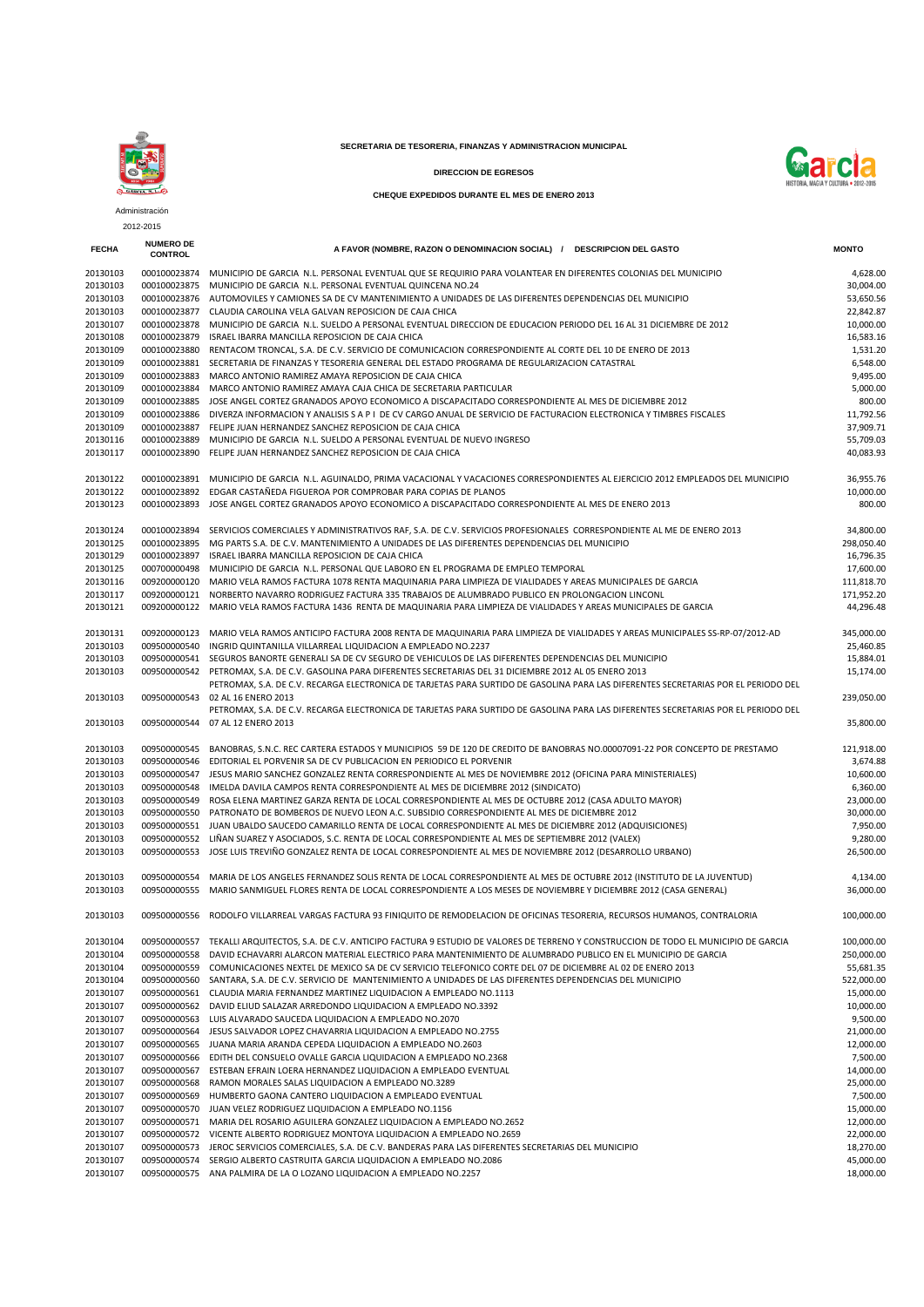**SECRETARIA DE TESORERIA, FINANZAS Y ADMINISTRACION MUNICIPAL**

**DIRECCION DE EGRESOS**

**CHEQUE EXPEDIDOS DURANTE EL MES DE ENERO 2013**

Administración

2012-2015

| FECHA | NUMERO DE CONTROL | A FAVOR (NOMBRE, RAZON O DENOMINACION SOCIAL) / DESCRIPCION DEL GASTO | MONTO |
|---|---|---|---|
| 20130103 | 000100023874 | MUNICIPIO DE GARCIA N.L. PERSONAL EVENTUAL QUE SE REQUIRIO PARA VOLANTEAR EN DIFERENTES COLONIAS DEL MUNICIPIO | 4,628.00 |
| 20130103 | 000100023875 | MUNICIPIO DE GARCIA N.L. PERSONAL EVENTUAL QUINCENA NO.24 | 30,004.00 |
| 20130103 | 000100023876 | AUTOMOVILES Y CAMIONES SA DE CV MANTENIMIENTO A UNIDADES DE LAS DIFERENTES DEPENDENCIAS DEL MUNICIPIO | 53,650.56 |
| 20130103 | 000100023877 | CLAUDIA CAROLINA VELA GALVAN REPOSICION DE CAJA CHICA | 22,842.87 |
| 20130107 | 000100023878 | MUNICIPIO DE GARCIA N.L. SUELDO A PERSONAL EVENTUAL DIRECCION DE EDUCACION PERIODO DEL 16 AL 31 DICIEMBRE DE 2012 | 10,000.00 |
| 20130108 | 000100023879 | ISRAEL IBARRA MANCILLA REPOSICION DE CAJA CHICA | 16,583.16 |
| 20130109 | 000100023880 | RENTACOM TRONCAL, S.A. DE C.V. SERVICIO DE COMUNICACION CORRESPONDIENTE AL CORTE DEL 10 DE ENERO DE 2013 | 1,531.20 |
| 20130109 | 000100023881 | SECRETARIA DE FINANZAS Y TESORERIA GENERAL DEL ESTADO PROGRAMA DE REGULARIZACION CATASTRAL | 6,548.00 |
| 20130109 | 000100023883 | MARCO ANTONIO RAMIREZ AMAYA REPOSICION DE CAJA CHICA | 9,495.00 |
| 20130109 | 000100023884 | MARCO ANTONIO RAMIREZ AMAYA CAJA CHICA DE SECRETARIA PARTICULAR | 5,000.00 |
| 20130109 | 000100023885 | JOSE ANGEL CORTEZ GRANADOS APOYO ECONOMICO A DISCAPACITADO CORRESPONDIENTE AL MES DE DICIEMBRE 2012 | 800.00 |
| 20130109 | 000100023886 | DIVERZA INFORMACION Y ANALISIS S A P I DE CV CARGO ANUAL DE SERVICIO DE FACTURACION ELECTRONICA Y TIMBRES FISCALES | 11,792.56 |
| 20130109 | 000100023887 | FELIPE JUAN HERNANDEZ SANCHEZ REPOSICION DE CAJA CHICA | 37,909.71 |
| 20130116 | 000100023889 | MUNICIPIO DE GARCIA N.L. SUELDO A PERSONAL EVENTUAL DE NUEVO INGRESO | 55,709.03 |
| 20130117 | 000100023890 | FELIPE JUAN HERNANDEZ SANCHEZ REPOSICION DE CAJA CHICA | 40,083.93 |
| 20130122 | 000100023891 | MUNICIPIO DE GARCIA N.L. AGUINALDO, PRIMA VACACIONAL Y VACACIONES CORRESPONDIENTES AL EJERCICIO 2012 EMPLEADOS DEL MUNICIPIO | 36,955.76 |
| 20130122 | 000100023892 | EDGAR CASTAÑEDA FIGUEROA POR COMPROBAR PARA COPIAS DE PLANOS | 10,000.00 |
| 20130123 | 000100023893 | JOSE ANGEL CORTEZ GRANADOS APOYO ECONOMICO A DISCAPACITADO CORRESPONDIENTE AL MES DE ENERO 2013 | 800.00 |
| 20130124 | 000100023894 | SERVICIOS COMERCIALES Y ADMINISTRATIVOS RAF, S.A. DE C.V. SERVICIOS PROFESIONALES CORRESPONDIENTE AL ME DE ENERO 2013 | 34,800.00 |
| 20130125 | 000100023895 | MG PARTS S.A. DE C.V. MANTENIMIENTO A UNIDADES DE LAS DIFERENTES DEPENDENCIAS DEL MUNICIPIO | 298,050.40 |
| 20130129 | 000100023897 | ISRAEL IBARRA MANCILLA REPOSICION DE CAJA CHICA | 16,796.35 |
| 20130125 | 000700000498 | MUNICIPIO DE GARCIA N.L. PERSONAL QUE LABORO EN EL PROGRAMA DE EMPLEO TEMPORAL | 17,600.00 |
| 20130116 | 009200000120 | MARIO VELA RAMOS FACTURA 1078 RENTA MAQUINARIA PARA LIMPIEZA DE VIALIDADES Y AREAS MUNICIPALES DE GARCIA | 111,818.70 |
| 20130117 | 009200000121 | NORBERTO NAVARRO RODRIGUEZ FACTURA 335 TRABAJOS DE ALUMBRADO PUBLICO EN PROLONGACION LINCONL | 171,952.20 |
| 20130121 | 009200000122 | MARIO VELA RAMOS FACTURA 1436 RENTA DE MAQUINARIA PARA LIMPIEZA DE VIALIDADES Y AREAS MUNICIPALES DE GARCIA | 44,296.48 |
| 20130131 | 009200000123 | MARIO VELA RAMOS ANTICIPO FACTURA 2008 RENTA DE MAQUINARIA PARA LIMPIEZA DE VIALIDADES Y AREAS MUNICIPALES SS-RP-07/2012-AD | 345,000.00 |
| 20130103 | 009500000540 | INGRID QUINTANILLA VILLARREAL LIQUIDACION A EMPLEADO NO.2237 | 25,460.85 |
| 20130103 | 009500000541 | SEGUROS BANORTE GENERALI SA DE CV SEGURO DE VEHICULOS DE LAS DIFERENTES DEPENDENCIAS DEL MUNICIPIO | 15,884.01 |
| 20130103 | 009500000542 | PETROMAX, S.A. DE C.V. GASOLINA PARA DIFERENTES SECRETARIAS DEL 31 DICIEMBRE 2012 AL 05 ENERO 2013 | 15,174.00 |
| 20130103 | 009500000543 | PETROMAX, S.A. DE C.V. RECARGA ELECTRONICA DE TARJETAS PARA SURTIDO DE GASOLINA PARA LAS DIFERENTES SECRETARIAS POR EL PERIODO DEL 02 AL 16 ENERO 2013 | 239,050.00 |
| 20130103 | 009500000544 | PETROMAX, S.A. DE C.V. RECARGA ELECTRONICA DE TARJETAS PARA SURTIDO DE GASOLINA PARA LAS DIFERENTES SECRETARIAS POR EL PERIODO DEL 07 AL 12 ENERO 2013 | 35,800.00 |
| 20130103 | 009500000545 | BANOBRAS, S.N.C. REC CARTERA ESTADOS Y MUNICIPIOS 59 DE 120 DE CREDITO DE BANOBRAS NO.00007091-22 POR CONCEPTO DE PRESTAMO | 121,918.00 |
| 20130103 | 009500000546 | EDITORIAL EL PORVENIR SA DE CV PUBLICACION EN PERIODICO EL PORVENIR | 3,674.88 |
| 20130103 | 009500000547 | JESUS MARIO SANCHEZ GONZALEZ RENTA CORRESPONDIENTE AL MES DE NOVIEMBRE 2012 (OFICINA PARA MINISTERIALES) | 10,600.00 |
| 20130103 | 009500000548 | IMELDA DAVILA CAMPOS RENTA CORRESPONDIENTE AL MES DE DICIEMBRE 2012 (SINDICATO) | 6,360.00 |
| 20130103 | 009500000549 | ROSA ELENA MARTINEZ GARZA RENTA DE LOCAL CORRESPONDIENTE AL MES DE OCTUBRE 2012 (CASA ADULTO MAYOR) | 23,000.00 |
| 20130103 | 009500000550 | PATRONATO DE BOMBEROS DE NUEVO LEON A.C. SUBSIDIO CORRESPONDIENTE AL MES DE DICIEMBRE 2012 | 30,000.00 |
| 20130103 | 009500000551 | JUAN UBALDO SAUCEDO CAMARILLO RENTA DE LOCAL CORRESPONDIENTE AL MES DE DICIEMBRE 2012 (ADQUISICIONES) | 7,950.00 |
| 20130103 | 009500000552 | LIÑAN SUAREZ Y ASOCIADOS, S.C. RENTA DE LOCAL CORRESPONDIENTE AL MES DE SEPTIEMBRE 2012 (VALEX) | 9,280.00 |
| 20130103 | 009500000553 | JOSE LUIS TREVIÑO GONZALEZ RENTA DE LOCAL CORRESPONDIENTE AL MES DE NOVIEMBRE 2012 (DESARROLLO URBANO) | 26,500.00 |
| 20130103 | 009500000554 | MARIA DE LOS ANGELES FERNANDEZ SOLIS RENTA DE LOCAL CORRESPONDIENTE AL MES DE OCTUBRE 2012 (INSTITUTO DE LA JUVENTUD) | 4,134.00 |
| 20130103 | 009500000555 | MARIO SANMIGUEL FLORES RENTA DE LOCAL CORRESPONDIENTE A LOS MESES DE NOVIEMBRE Y DICIEMBRE 2012 (CASA GENERAL) | 36,000.00 |
| 20130103 | 009500000556 | RODOLFO VILLARREAL VARGAS FACTURA 93 FINIQUITO DE REMODELACION DE OFICINAS TESORERIA, RECURSOS HUMANOS, CONTRALORIA | 100,000.00 |
| 20130104 | 009500000557 | TEKALLI ARQUITECTOS, S.A. DE C.V. ANTICIPO FACTURA 9 ESTUDIO DE VALORES DE TERRENO Y CONSTRUCCION DE TODO EL MUNICIPIO DE GARCIA | 100,000.00 |
| 20130104 | 009500000558 | DAVID ECHAVARRI ALARCON MATERIAL ELECTRICO PARA MANTENIMIENTO DE ALUMBRADO PUBLICO EN EL MUNICIPIO DE GARCIA | 250,000.00 |
| 20130104 | 009500000559 | COMUNICACIONES NEXTEL DE MEXICO SA DE CV SERVICIO TELEFONICO CORTE DEL 07 DE DICIEMBRE AL 02 DE ENERO 2013 | 55,681.35 |
| 20130104 | 009500000560 | SANTARA, S.A. DE C.V. SERVICIO DE MANTENIMIENTO A UNIDADES DE LAS DIFERENTES DEPENDENCIAS DEL MUNICIPIO | 522,000.00 |
| 20130107 | 009500000561 | CLAUDIA MARIA FERNANDEZ MARTINEZ LIQUIDACION A EMPLEADO NO.1113 | 15,000.00 |
| 20130107 | 009500000562 | DAVID ELIUD SALAZAR ARREDONDO LIQUIDACION A EMPLEADO NO.3392 | 10,000.00 |
| 20130107 | 009500000563 | LUIS ALVARADO SAUCEDA LIQUIDACION A EMPLEADO NO.2070 | 9,500.00 |
| 20130107 | 009500000564 | JESUS SALVADOR LOPEZ CHAVARRIA LIQUIDACION A EMPLEADO NO.2755 | 21,000.00 |
| 20130107 | 009500000565 | JUANA MARIA ARANDA CEPEDA LIQUIDACION A EMPLEADO NO.2603 | 12,000.00 |
| 20130107 | 009500000566 | EDITH DEL CONSUELO OVALLE GARCIA LIQUIDACION A EMPLEADO NO.2368 | 7,500.00 |
| 20130107 | 009500000567 | ESTEBAN EFRAIN LOERA HERNANDEZ LIQUIDACION A EMPLEADO EVENTUAL | 14,000.00 |
| 20130107 | 009500000568 | RAMON MORALES SALAS LIQUIDACION A EMPLEADO NO.3289 | 25,000.00 |
| 20130107 | 009500000569 | HUMBERTO GAONA CANTERO LIQUIDACION A EMPLEADO EVENTUAL | 7,500.00 |
| 20130107 | 009500000570 | JUAN VELEZ RODRIGUEZ LIQUIDACION A EMPLEADO NO.1156 | 15,000.00 |
| 20130107 | 009500000571 | MARIA DEL ROSARIO AGUILERA GONZALEZ LIQUIDACION A EMPLEADO NO.2652 | 12,000.00 |
| 20130107 | 009500000572 | VICENTE ALBERTO RODRIGUEZ MONTOYA LIQUIDACION A EMPLEADO NO.2659 | 22,000.00 |
| 20130107 | 009500000573 | JEROC SERVICIOS COMERCIALES, S.A. DE C.V. BANDERAS PARA LAS DIFERENTES SECRETARIAS DEL MUNICIPIO | 18,270.00 |
| 20130107 | 009500000574 | SERGIO ALBERTO CASTRUITA GARCIA LIQUIDACION A EMPLEADO NO.2086 | 45,000.00 |
| 20130107 | 009500000575 | ANA PALMIRA DE LA O LOZANO LIQUIDACION A EMPLEADO NO.2257 | 18,000.00 |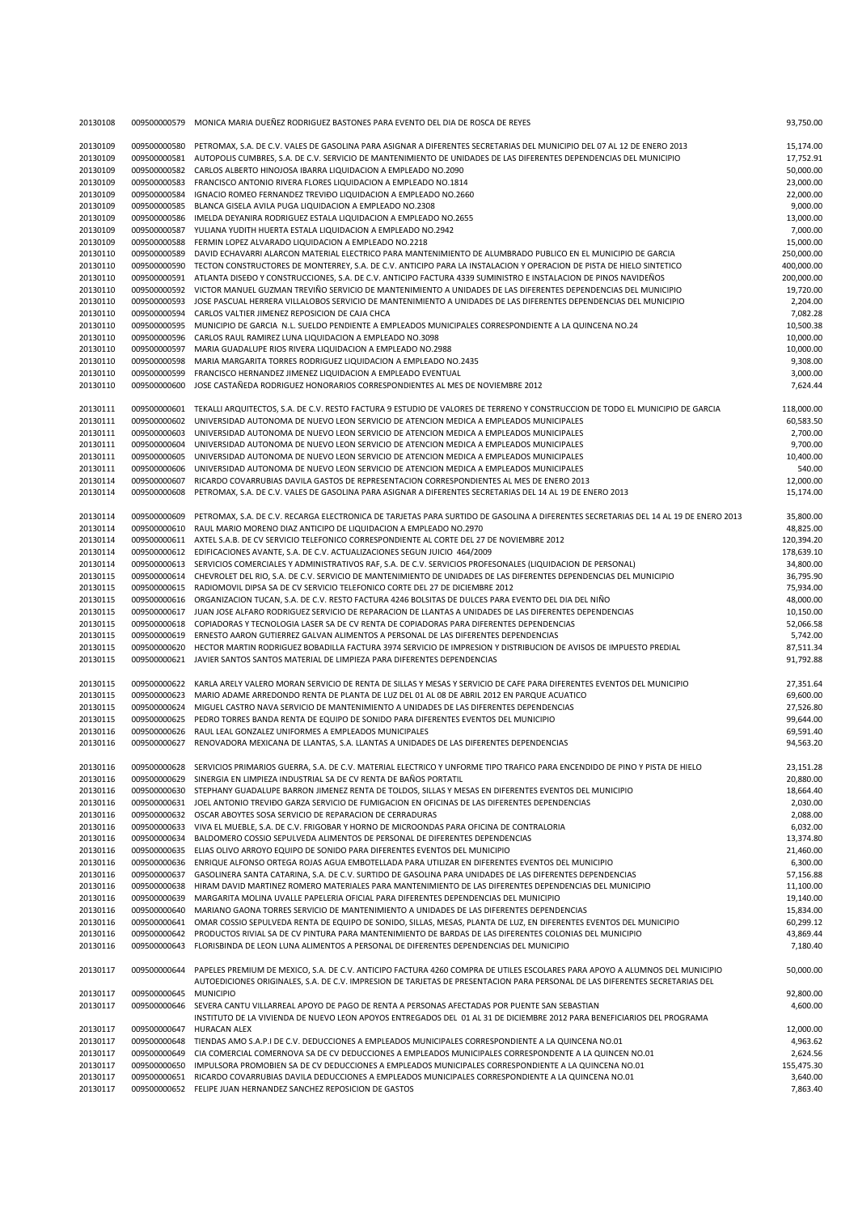| | | | |
|---|---|---|---|
| 20130108 | 009500000579 | MONICA MARIA DUEÑEZ RODRIGUEZ BASTONES PARA EVENTO DEL DIA DE ROSCA DE REYES | 93,750.00 |
| 20130109 | 009500000580 | PETROMAX, S.A. DE C.V. VALES DE GASOLINA PARA ASIGNAR A DIFERENTES SECRETARIAS DEL MUNICIPIO DEL 07 AL 12 DE ENERO 2013 | 15,174.00 |
| 20130109 | 009500000581 | AUTOPOLIS CUMBRES, S.A. DE C.V. SERVICIO DE MANTENIMIENTO DE UNIDADES DE LAS DIFERENTES DEPENDENCIAS DEL MUNICIPIO | 17,752.91 |
| 20130109 | 009500000582 | CARLOS ALBERTO HINOJOSA IBARRA LIQUIDACION A EMPLEADO NO.2090 | 50,000.00 |
| 20130109 | 009500000583 | FRANCISCO ANTONIO RIVERA FLORES LIQUIDACION A EMPLEADO NO.1814 | 23,000.00 |
| 20130109 | 009500000584 | IGNACIO ROMEO FERNANDEZ TREVIÐO LIQUIDACION A EMPLEADO NO.2660 | 22,000.00 |
| 20130109 | 009500000585 | BLANCA GISELA AVILA PUGA LIQUIDACION A EMPLEADO NO.2308 | 9,000.00 |
| 20130109 | 009500000586 | IMELDA DEYANIRA RODRIGUEZ ESTALA LIQUIDACION A EMPLEADO NO.2655 | 13,000.00 |
| 20130109 | 009500000587 | YULIANA YUDITH HUERTA ESTALA LIQUIDACION A EMPLEADO NO.2942 | 7,000.00 |
| 20130109 | 009500000588 | FERMIN LOPEZ ALVARADO LIQUIDACION A EMPLEADO NO.2218 | 15,000.00 |
| 20130110 | 009500000589 | DAVID ECHAVARRI ALARCON MATERIAL ELECTRICO PARA MANTENIMIENTO DE ALUMBRADO PUBLICO EN EL MUNICIPIO DE GARCIA | 250,000.00 |
| 20130110 | 009500000590 | TECTON CONSTRUCTORES DE MONTERREY, S.A. DE C.V. ANTICIPO PARA LA INSTALACION Y OPERACION DE PISTA DE HIELO SINTETICO | 400,000.00 |
| 20130110 | 009500000591 | ATLANTA DISEÐO Y CONSTRUCCIONES, S.A. DE C.V. ANTICIPO FACTURA 4339 SUMINISTRO E INSTALACION DE PINOS NAVIDEÑOS | 200,000.00 |
| 20130110 | 009500000592 | VICTOR MANUEL GUZMAN TREVIÑO SERVICIO DE MANTENIMIENTO A UNIDADES DE LAS DIFERENTES DEPENDENCIAS DEL MUNICIPIO | 19,720.00 |
| 20130110 | 009500000593 | JOSE PASCUAL HERRERA VILLALOBOS SERVICIO DE MANTENIMIENTO A UNIDADES DE LAS DIFERENTES DEPENDENCIAS DEL MUNICIPIO | 2,204.00 |
| 20130110 | 009500000594 | CARLOS VALTIER JIMENEZ REPOSICION DE CAJA CHCA | 7,082.28 |
| 20130110 | 009500000595 | MUNICIPIO DE GARCIA N.L. SUELDO PENDIENTE A EMPLEADOS MUNICIPALES CORRESPONDIENTE A LA QUINCENA NO.24 | 10,500.38 |
| 20130110 | 009500000596 | CARLOS RAUL RAMIREZ LUNA LIQUIDACION A EMPLEADO NO.3098 | 10,000.00 |
| 20130110 | 009500000597 | MARIA GUADALUPE RIOS RIVERA LIQUIDACION A EMPLEADO NO.2988 | 10,000.00 |
| 20130110 | 009500000598 | MARIA MARGARITA TORRES RODRIGUEZ LIQUIDACION A EMPLEADO NO.2435 | 9,308.00 |
| 20130110 | 009500000599 | FRANCISCO HERNANDEZ JIMENEZ LIQUIDACION A EMPLEADO EVENTUAL | 3,000.00 |
| 20130110 | 009500000600 | JOSE CASTAÑEDA RODRIGUEZ HONORARIOS CORRESPONDIENTES AL MES DE NOVIEMBRE 2012 | 7,624.44 |
| 20130111 | 009500000601 | TEKALLI ARQUITECTOS, S.A. DE C.V. RESTO FACTURA 9 ESTUDIO DE VALORES DE TERRENO Y CONSTRUCCION DE TODO EL MUNICIPIO DE GARCIA | 118,000.00 |
| 20130111 | 009500000602 | UNIVERSIDAD AUTONOMA DE NUEVO LEON SERVICIO DE ATENCION MEDICA A EMPLEADOS MUNICIPALES | 60,583.50 |
| 20130111 | 009500000603 | UNIVERSIDAD AUTONOMA DE NUEVO LEON SERVICIO DE ATENCION MEDICA A EMPLEADOS MUNICIPALES | 2,700.00 |
| 20130111 | 009500000604 | UNIVERSIDAD AUTONOMA DE NUEVO LEON SERVICIO DE ATENCION MEDICA A EMPLEADOS MUNICIPALES | 9,700.00 |
| 20130111 | 009500000605 | UNIVERSIDAD AUTONOMA DE NUEVO LEON SERVICIO DE ATENCION MEDICA A EMPLEADOS MUNICIPALES | 10,400.00 |
| 20130111 | 009500000606 | UNIVERSIDAD AUTONOMA DE NUEVO LEON SERVICIO DE ATENCION MEDICA A EMPLEADOS MUNICIPALES | 540.00 |
| 20130114 | 009500000607 | RICARDO COVARRUBIAS DAVILA GASTOS DE REPRESENTACION CORRESPONDIENTES AL MES DE ENERO 2013 | 12,000.00 |
| 20130114 | 009500000608 | PETROMAX, S.A. DE C.V. VALES DE GASOLINA PARA ASIGNAR A DIFERENTES SECRETARIAS DEL 14 AL 19 DE ENERO 2013 | 15,174.00 |
| 20130114 | 009500000609 | PETROMAX, S.A. DE C.V. RECARGA ELECTRONICA DE TARJETAS PARA SURTIDO DE GASOLINA A DIFERENTES SECRETARIAS DEL 14 AL 19 DE ENERO 2013 | 35,800.00 |
| 20130114 | 009500000610 | RAUL MARIO MORENO DIAZ ANTICIPO DE LIQUIDACION A EMPLEADO NO.2970 | 48,825.00 |
| 20130114 | 009500000611 | AXTEL S.A.B. DE CV SERVICIO TELEFONICO CORRESPONDIENTE AL CORTE DEL 27 DE NOVIEMBRE 2012 | 120,394.20 |
| 20130114 | 009500000612 | EDIFICACIONES AVANTE, S.A. DE C.V. ACTUALIZACIONES SEGUN JUICIO 464/2009 | 178,639.10 |
| 20130114 | 009500000613 | SERVICIOS COMERCIALES Y ADMINISTRATIVOS RAF, S.A. DE C.V. SERVICIOS PROFESONALES (LIQUIDACION DE PERSONAL) | 34,800.00 |
| 20130115 | 009500000614 | CHEVROLET DEL RIO, S.A. DE C.V. SERVICIO DE MANTENIMIENTO DE UNIDADES DE LAS DIFERENTES DEPENDENCIAS DEL MUNICIPIO | 36,795.90 |
| 20130115 | 009500000615 | RADIOMOVIL DIPSA SA DE CV SERVICIO TELEFONICO CORTE DEL 27 DE DICIEMBRE 2012 | 75,934.00 |
| 20130115 | 009500000616 | ORGANIZACION TUCAN, S.A. DE C.V. RESTO FACTURA 4246 BOLSITAS DE DULCES PARA EVENTO DEL DIA DEL NIÑO | 48,000.00 |
| 20130115 | 009500000617 | JUAN JOSE ALFARO RODRIGUEZ SERVICIO DE REPARACION DE LLANTAS A UNIDADES DE LAS DIFERENTES DEPENDENCIAS | 10,150.00 |
| 20130115 | 009500000618 | COPIADORAS Y TECNOLOGIA LASER SA DE CV RENTA DE COPIADORAS PARA DIFERENTES DEPENDENCIAS | 52,066.58 |
| 20130115 | 009500000619 | ERNESTO AARON GUTIERREZ GALVAN ALIMENTOS A PERSONAL DE LAS DIFERENTES DEPENDENCIAS | 5,742.00 |
| 20130115 | 009500000620 | HECTOR MARTIN RODRIGUEZ BOBADILLA FACTURA 3974 SERVICIO DE IMPRESION Y DISTRIBUCION DE AVISOS DE IMPUESTO PREDIAL | 87,511.34 |
| 20130115 | 009500000621 | JAVIER SANTOS SANTOS MATERIAL DE LIMPIEZA PARA DIFERENTES DEPENDENCIAS | 91,792.88 |
| 20130115 | 009500000622 | KARLA ARELY VALERO MORAN SERVICIO DE RENTA DE SILLAS Y MESAS Y SERVICIO DE CAFE PARA DIFERENTES EVENTOS DEL MUNICIPIO | 27,351.64 |
| 20130115 | 009500000623 | MARIO ADAME ARREDONDO RENTA DE PLANTA DE LUZ DEL 01 AL 08 DE ABRIL 2012 EN PARQUE ACUATICO | 69,600.00 |
| 20130115 | 009500000624 | MIGUEL CASTRO NAVA SERVICIO DE MANTENIMIENTO A UNIDADES DE LAS DIFERENTES DEPENDENCIAS | 27,526.80 |
| 20130115 | 009500000625 | PEDRO TORRES BANDA RENTA DE EQUIPO DE SONIDO PARA DIFERENTES EVENTOS DEL MUNICIPIO | 99,644.00 |
| 20130116 | 009500000626 | RAUL LEAL GONZALEZ UNIFORMES A EMPLEADOS MUNICIPALES | 69,591.40 |
| 20130116 | 009500000627 | RENOVADORA MEXICANA DE LLANTAS, S.A. LLANTAS A UNIDADES DE LAS DIFERENTES DEPENDENCIAS | 94,563.20 |
| 20130116 | 009500000628 | SERVICIOS PRIMARIOS GUERRA, S.A. DE C.V. MATERIAL ELECTRICO Y UNIFORME TIPO TRAFICO PARA ENCENDIDO DE PINO Y PISTA DE HIELO | 23,151.28 |
| 20130116 | 009500000629 | SINERGIA EN LIMPIEZA INDUSTRIAL SA DE CV RENTA DE BAÑOS PORTATIL | 20,880.00 |
| 20130116 | 009500000630 | STEPHANY GUADALUPE BARRON JIMENEZ RENTA DE TOLDOS, SILLAS Y MESAS EN DIFERENTES EVENTOS DEL MUNICIPIO | 18,664.40 |
| 20130116 | 009500000631 | JOEL ANTONIO TREVIÐO GARZA SERVICIO DE FUMIGACION EN OFICINAS DE LAS DIFERENTES DEPENDENCIAS | 2,030.00 |
| 20130116 | 009500000632 | OSCAR ABOYTES SOSA SERVICIO DE REPARACION DE CERRADURAS | 2,088.00 |
| 20130116 | 009500000633 | VIVA EL MUEBLE, S.A. DE C.V. FRIGOBAR Y HORNO DE MICROONDAS PARA OFICINA DE CONTRALORIA | 6,032.00 |
| 20130116 | 009500000634 | BALDOMERO COSSIO SEPULVEDA ALIMENTOS DE PERSONAL DE DIFERENTES DEPENDENCIAS | 13,374.80 |
| 20130116 | 009500000635 | ELIAS OLIVO ARROYO EQUIPO DE SONIDO PARA DIFERENTES EVENTOS DEL MUNICIPIO | 21,460.00 |
| 20130116 | 009500000636 | ENRIQUE ALFONSO ORTEGA ROJAS AGUA EMBOTELLADA PARA UTILIZAR EN DIFERENTES EVENTOS DEL MUNICIPIO | 6,300.00 |
| 20130116 | 009500000637 | GASOLINERA SANTA CATARINA, S.A. DE C.V. SURTIDO DE GASOLINA PARA UNIDADES DE LAS DIFERENTES DEPENDENCIAS | 57,156.88 |
| 20130116 | 009500000638 | HIRAM DAVID MARTINEZ ROMERO MATERIALES PARA MANTENIMIENTO DE LAS DIFERENTES DEPENDENCIAS DEL MUNICIPIO | 11,100.00 |
| 20130116 | 009500000639 | MARGARITA MOLINA UVALLE PAPELERIA OFICIAL PARA DIFERENTES DEPENDENCIAS DEL MUNICIPIO | 19,140.00 |
| 20130116 | 009500000640 | MARIANO GAONA TORRES SERVICIO DE MANTENIMIENTO A UNIDADES DE LAS DIFERENTES DEPENDENCIAS | 15,834.00 |
| 20130116 | 009500000641 | OMAR COSSIO SEPULVEDA RENTA DE EQUIPO DE SONIDO, SILLAS, MESAS, PLANTA DE LUZ, EN DIFERENTES EVENTOS DEL MUNICIPIO | 60,299.12 |
| 20130116 | 009500000642 | PRODUCTOS RIVIAL SA DE CV PINTURA PARA MANTENIMIENTO DE BARDAS DE LAS DIFERENTES COLONIAS DEL MUNICIPIO | 43,869.44 |
| 20130116 | 009500000643 | FLORISBINDA DE LEON LUNA ALIMENTOS A PERSONAL DE DIFERENTES DEPENDENCIAS DEL MUNICIPIO | 7,180.40 |
| 20130117 | 009500000644 | PAPELES PREMIUM DE MEXICO, S.A. DE C.V. ANTICIPO FACTURA 4260 COMPRA DE UTILES ESCOLARES PARA APOYO A ALUMNOS DEL MUNICIPIO | 50,000.00 |
| 20130117 | 009500000645 | AUTOEDICIONES ORIGINALES, S.A. DE C.V. IMPRESION DE TARJETAS DE PRESENTACION PARA PERSONAL DE LAS DIFERENTES SECRETARIAS DEL MUNICIPIO | 92,800.00 |
| 20130117 | 009500000646 | SEVERA CANTU VILLARREAL APOYO DE PAGO DE RENTA A PERSONAS AFECTADAS POR PUENTE SAN SEBASTIAN | 4,600.00 |
| 20130117 | 009500000647 | INSTITUTO DE LA VIVIENDA DE NUEVO LEON APOYOS ENTREGADOS DEL 01 AL 31 DE DICIEMBRE 2012 PARA BENEFICIARIOS DEL PROGRAMA HURACAN ALEX | 12,000.00 |
| 20130117 | 009500000648 | TIENDAS AMO S.A.P.I DE C.V. DEDUCCIONES A EMPLEADOS MUNICIPALES CORRESPONDIENTE A LA QUINCENA NO.01 | 4,963.62 |
| 20130117 | 009500000649 | CIA COMERCIAL COMERNOVA SA DE CV DEDUCCIONES A EMPLEADOS MUNICIPALES CORRESPONDENTE A LA QUINCEN NO.01 | 2,624.56 |
| 20130117 | 009500000650 | IMPULSORA PROMOBIEN SA DE CV DEDUCCIONES A EMPLEADOS MUNICIPALES CORRESPONDIENTE A LA QUINCENA NO.01 | 155,475.30 |
| 20130117 | 009500000651 | RICARDO COVARRUBIAS DAVILA DEDUCCIONES A EMPLEADOS MUNICIPALES CORRESPONDIENTE A LA QUINCENA NO.01 | 3,640.00 |
| 20130117 | 009500000652 | FELIPE JUAN HERNANDEZ SANCHEZ REPOSICION DE GASTOS | 7,863.40 |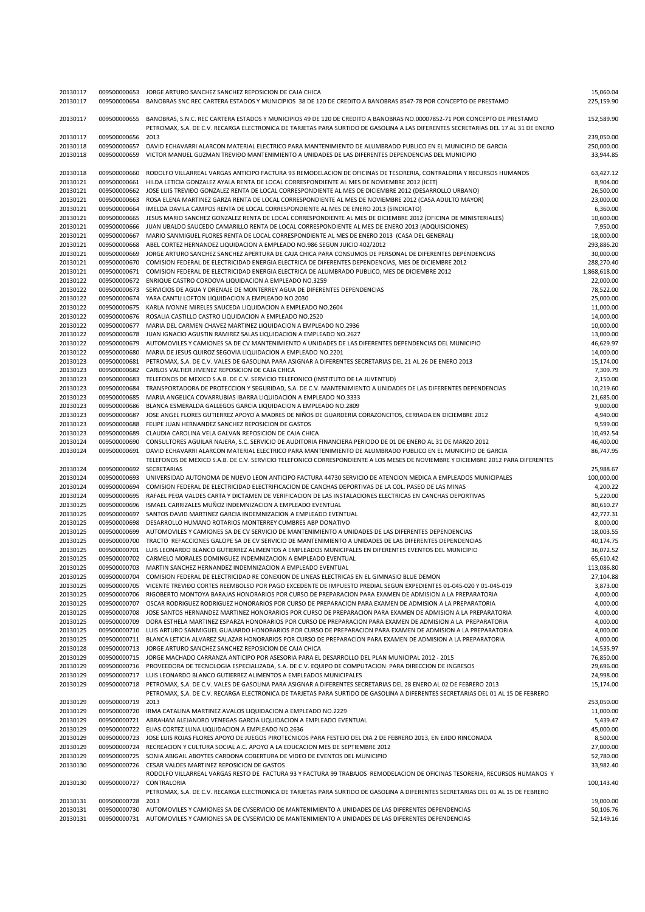| | | | |
|---|---|---|---|
| 20130117 | 009500000653 | JORGE ARTURO SANCHEZ SANCHEZ REPOSICION DE CAJA CHICA | 15,060.04 |
| 20130117 | 009500000654 | BANOBRAS SNC REC CARTERA ESTADOS Y MUNICIPIOS 38 DE 120 DE CREDITO A BANOBRAS 8547-78 POR CONCEPTO DE PRESTAMO | 225,159.90 |
| 20130117 | 009500000655 | BANOBRAS, S.N.C. REC CARTERA ESTADOS Y MUNICIPIOS 49 DE 120 DE CREDITO A BANOBRAS NO.00007852-71 POR CONCEPTO DE PRESTAMO | 152,589.90 |
| 20130117 | 009500000656 | PETROMAX, S.A. DE C.V. RECARGA ELECTRONICA DE TARJETAS PARA SURTIDO DE GASOLINA A LAS DIFERENTES SECRETARIAS DEL 17 AL 31 DE ENERO 2013 | 239,050.00 |
| 20130118 | 009500000657 | DAVID ECHAVARRI ALARCON MATERIAL ELECTRICO PARA MANTENIMIENTO DE ALUMBRADO PUBLICO EN EL MUNICIPIO DE GARCIA | 250,000.00 |
| 20130118 | 009500000659 | VICTOR MANUEL GUZMAN TREVIÐO MANTENIMIENTO A UNIDADES DE LAS DIFERENTES DEPENDENCIAS DEL MUNICIPIO | 33,944.85 |
| 20130118 | 009500000660 | RODOLFO VILLARREAL VARGAS ANTICIPO FACTURA 93 REMODELACION DE OFICINAS DE TESORERIA, CONTRALORIA Y RECURSOS HUMANOS | 63,427.12 |
| 20130121 | 009500000661 | HILDA LETICIA GONZALEZ AYALA RENTA DE LOCAL CORRESPONDIENTE AL MES DE NOVIEMBRE 2012 (ICET) | 8,904.00 |
| 20130121 | 009500000662 | JOSE LUIS TREVIÐO GONZALEZ RENTA DE LOCAL CORRESPONDIENTE AL MES DE DICIEMBRE 2012 (DESARROLLO URBANO) | 26,500.00 |
| 20130121 | 009500000663 | ROSA ELENA MARTINEZ GARZA RENTA DE LOCAL CORRESPONDIENTE AL MES DE NOVIEMBRE 2012 (CASA ADULTO MAYOR) | 23,000.00 |
| 20130121 | 009500000664 | IMELDA DAVILA CAMPOS RENTA DE LOCAL CORRESPONDIENTE AL MES DE ENERO 2013 (SINDICATO) | 6,360.00 |
| 20130121 | 009500000665 | JESUS MARIO SANCHEZ GONZALEZ RENTA DE LOCAL CORRESPONDIENTE AL MES DE DICIEMBRE 2012 (OFICINA DE MINISTERIALES) | 10,600.00 |
| 20130121 | 009500000666 | JUAN UBALDO SAUCEDO CAMARILLO RENTA DE LOCAL CORRESPONDIENTE AL MES DE ENERO 2013 (ADQUISICIONES) | 7,950.00 |
| 20130121 | 009500000667 | MARIO SANMIGUEL FLORES RENTA DE LOCAL CORRESPONDIENTE AL MES DE ENERO 2013 (CASA DEL GENERAL) | 18,000.00 |
| 20130121 | 009500000668 | ABEL CORTEZ HERNANDEZ LIQUIDACION A EMPLEADO NO.986 SEGUN JUICIO 402/2012 | 293,886.20 |
| 20130121 | 009500000669 | JORGE ARTURO SANCHEZ SANCHEZ APERTURA DE CAJA CHICA PARA CONSUMOS DE PERSONAL DE DIFERENTES DEPENDENCIAS | 30,000.00 |
| 20130121 | 009500000670 | COMISION FEDERAL DE ELECTRICIDAD ENERGIA ELECTRICA DE DIFERENTES DEPENDENCIAS, MES DE DICIEMBRE 2012 | 288,270.40 |
| 20130121 | 009500000671 | COMISION FEDERAL DE ELECTRICIDAD ENERGIA ELECTRICA DE ALUMBRADO PUBLICO, MES DE DICIEMBRE 2012 | 1,868,618.00 |
| 20130122 | 009500000672 | ENRIQUE CASTRO CORDOVA LIQUIDACION A EMPLEADO NO.3259 | 22,000.00 |
| 20130122 | 009500000673 | SERVICIOS DE AGUA Y DRENAJE DE MONTERREY AGUA DE DIFERENTES DEPENDENCIAS | 78,522.00 |
| 20130122 | 009500000674 | YARA CANTU LOFTON LIQUIDACION A EMPLEADO NO.2030 | 25,000.00 |
| 20130122 | 009500000675 | KARLA IVONNE MIRELES SAUCEDA LIQUIDACION A EMPLEADO NO.2604 | 11,000.00 |
| 20130122 | 009500000676 | ROSALIA CASTILLO CASTRO LIQUIDACION A EMPLEADO NO.2520 | 14,000.00 |
| 20130122 | 009500000677 | MARIA DEL CARMEN CHAVEZ MARTINEZ LIQUIDACION A EMPLEADO NO.2936 | 10,000.00 |
| 20130122 | 009500000678 | JUAN IGNACIO AGUSTIN RAMIREZ SALAS LIQUIDACION A EMPLEADO NO.2627 | 13,000.00 |
| 20130122 | 009500000679 | AUTOMOVILES Y CAMIONES SA DE CV MANTENIMIENTO A UNIDADES DE LAS DIFERENTES DEPENDENCIAS DEL MUNICIPIO | 46,629.97 |
| 20130122 | 009500000680 | MARIA DE JESUS QUIROZ SEGOVIA LIQUIDACION A EMPLEADO NO.2201 | 14,000.00 |
| 20130123 | 009500000681 | PETROMAX, S.A. DE C.V. VALES DE GASOLINA PARA ASIGNAR A DIFERENTES SECRETARIAS DEL 21 AL 26 DE ENERO 2013 | 15,174.00 |
| 20130123 | 009500000682 | CARLOS VALTIER JIMENEZ REPOSICION DE CAJA CHICA | 7,309.79 |
| 20130123 | 009500000683 | TELEFONOS DE MEXICO S.A.B. DE C.V. SERVICIO TELEFONICO (INSTITUTO DE LA JUVENTUD) | 2,150.00 |
| 20130123 | 009500000684 | TRANSPORTADORA DE PROTECCION Y SEGURIDAD, S.A. DE C.V. MANTENIMIENTO A UNIDADES DE LAS DIFERENTES DEPENDENCIAS | 10,219.60 |
| 20130123 | 009500000685 | MARIA ANGELICA COVARRUBIAS IBARRA LIQUIDACION A EMPLEADO NO.3333 | 21,685.00 |
| 20130123 | 009500000686 | BLANCA ESMERALDA GALLEGOS GARCIA LIQUIDACION A EMPLEADO NO.2809 | 9,000.00 |
| 20130123 | 009500000687 | JOSE ANGEL FLORES GUTIERREZ APOYO A MADRES DE NIÑOS DE GUARDERIA CORAZONCITOS, CERRADA EN DICIEMBRE 2012 | 4,940.00 |
| 20130123 | 009500000688 | FELIPE JUAN HERNANDEZ SANCHEZ REPOSICION DE GASTOS | 9,599.00 |
| 20130123 | 009500000689 | CLAUDIA CAROLINA VELA GALVAN REPOSICION DE CAJA CHICA | 10,492.54 |
| 20130124 | 009500000690 | CONSULTORES AGUILAR NAJERA, S.C. SERVICIO DE AUDITORIA FINANCIERA PERIODO DE 01 DE ENERO AL 31 DE MARZO 2012 | 46,400.00 |
| 20130124 | 009500000691 | DAVID ECHAVARRI ALARCON MATERIAL ELECTRICO PARA MANTENIMIENTO DE ALUMBRADO PUBLICO EN EL MUNICIPIO DE GARCIA | 86,747.95 |
| 20130124 | 009500000692 | TELEFONOS DE MEXICO S.A.B. DE C.V. SERVICIO TELEFONICO CORRESPONDIENTE A LOS MESES DE NOVIEMBRE Y DICIEMBRE 2012 PARA DIFERENTES SECRETARIAS | 25,988.67 |
| 20130124 | 009500000693 | UNIVERSIDAD AUTONOMA DE NUEVO LEON ANTICIPO FACTURA 44730 SERVICIO DE ATENCION MEDICA A EMPLEADOS MUNICIPALES | 100,000.00 |
| 20130124 | 009500000694 | COMISION FEDERAL DE ELECTRICIDAD ELECTRIFICACION DE CANCHAS DEPORTIVAS DE LA COL. PASEO DE LAS MINAS | 4,200.22 |
| 20130124 | 009500000695 | RAFAEL PEDA VALDES CARTA Y DICTAMEN DE VERIFICACION DE LAS INSTALACIONES ELECTRICAS EN CANCHAS DEPORTIVAS | 5,220.00 |
| 20130125 | 009500000696 | ISMAEL CARRIZALES MUÑOZ INDEMNIZACION A EMPLEADO EVENTUAL | 80,610.27 |
| 20130125 | 009500000697 | SANTOS DAVID MARTINEZ GARCIA INDEMNIZACION A EMPLEADO EVENTUAL | 42,777.31 |
| 20130125 | 009500000698 | DESARROLLO HUMANO ROTARIOS MONTERREY CUMBRES ABP DONATIVO | 8,000.00 |
| 20130125 | 009500000699 | AUTOMOVILES Y CAMIONES SA DE CV SERVICIO DE MANTENIMIENTO A UNIDADES DE LAS DIFERENTES DEPENDENCIAS | 18,003.55 |
| 20130125 | 009500000700 | TRACTO REFACCIONES GALOPE SA DE CV SERVICIO DE MANTENIMIENTO A UNIDADES DE LAS DIFERENTES DEPENDENCIAS | 40,174.75 |
| 20130125 | 009500000701 | LUIS LEONARDO BLANCO GUTIERREZ ALIMENTOS A EMPLEADOS MUNICIPALES EN DIFERENTES EVENTOS DEL MUNICIPIO | 36,072.52 |
| 20130125 | 009500000702 | CARMELO MORALES DOMINGUEZ INDEMNIZACION A EMPLEADO EVENTUAL | 65,610.42 |
| 20130125 | 009500000703 | MARTIN SANCHEZ HERNANDEZ INDEMNIZACION A EMPLEADO EVENTUAL | 113,086.80 |
| 20130125 | 009500000704 | COMISION FEDERAL DE ELECTRICIDAD RE CONEXION DE LINEAS ELECTRICAS EN EL GIMNASIO BLUE DEMON | 27,104.88 |
| 20130125 | 009500000705 | VICENTE TREVIÐO CORTES REEMBOLSO POR PAGO EXCEDENTE DE IMPUESTO PREDIAL SEGUN EXPEDIENTES 01-045-020 Y 01-045-019 | 3,873.00 |
| 20130125 | 009500000706 | RIGOBERTO MONTOYA BARAJAS HONORARIOS POR CURSO DE PREPARACION PARA EXAMEN DE ADMISION A LA PREPARATORIA | 4,000.00 |
| 20130125 | 009500000707 | OSCAR RODRIGUEZ RODRIGUEZ HONORARIOS POR CURSO DE PREPARACION PARA EXAMEN DE ADMISION A LA PREPARATORIA | 4,000.00 |
| 20130125 | 009500000708 | JOSE SANTOS HERNANDEZ MARTINEZ HONORARIOS POR CURSO DE PREPARACION PARA EXAMEN DE ADMISION A LA PREPARATORIA | 4,000.00 |
| 20130125 | 009500000709 | DORA ESTHELA MARTINEZ ESPARZA HONORARIOS POR CURSO DE PREPARACION PARA EXAMEN DE ADMISION A LA PREPARATORIA | 4,000.00 |
| 20130125 | 009500000710 | LUIS ARTURO SANMIGUEL GUAJARDO HONORARIOS POR CURSO DE PREPARACION PARA EXAMEN DE ADMISION A LA PREPARATORIA | 4,000.00 |
| 20130125 | 009500000711 | BLANCA LETICIA ALVAREZ SALAZAR HONORARIOS POR CURSO DE PREPARACION PARA EXAMEN DE ADMISION A LA PREPARATORIA | 4,000.00 |
| 20130128 | 009500000713 | JORGE ARTURO SANCHEZ SANCHEZ REPOSICION DE CAJA CHICA | 14,535.97 |
| 20130129 | 009500000715 | JORGE MACHADO CARRANZA ANTICIPO POR ASESORIA PARA EL DESARROLLO DEL PLAN MUNICIPAL 2012 - 2015 | 76,850.00 |
| 20130129 | 009500000716 | PROVEEDORA DE TECNOLOGIA ESPECIALIZADA, S.A. DE C.V. EQUIPO DE COMPUTACION PARA DIRECCION DE INGRESOS | 29,696.00 |
| 20130129 | 009500000717 | LUIS LEONARDO BLANCO GUTIERREZ ALIMENTOS A EMPLEADOS MUNICIPALES | 24,998.00 |
| 20130129 | 009500000718 | PETROMAX, S.A. DE C.V. VALES DE GASOLINA PARA ASIGNAR A DIFERENTES SECRETARIAS DEL 28 ENERO AL 02 DE FEBRERO 2013 | 15,174.00 |
| 20130129 | 009500000719 | PETROMAX, S.A. DE C.V. RECARGA ELECTRONICA DE TARJETAS PARA SURTIDO DE GASOLINA A DIFERENTES SECRETARIAS DEL 01 AL 15 DE FEBRERO 2013 | 253,050.00 |
| 20130129 | 009500000720 | IRMA CATALINA MARTINEZ AVALOS LIQUIDACION A EMPLEADO NO.2229 | 11,000.00 |
| 20130129 | 009500000721 | ABRAHAM ALEJANDRO VENEGAS GARCIA LIQUIDACION A EMPLEADO EVENTUAL | 5,439.47 |
| 20130129 | 009500000722 | ELIAS CORTEZ LUNA LIQUIDACION A EMPLEADO NO.2636 | 45,000.00 |
| 20130129 | 009500000723 | JOSE LUIS ROJAS FLORES APOYO DE JUEGOS PIROTECNICOS PARA FESTEJO DEL DIA 2 DE FEBRERO 2013, EN EJIDO RINCONADA | 8,500.00 |
| 20130129 | 009500000724 | RECREACION Y CULTURA SOCIAL A.C. APOYO A LA EDUCACION MES DE SEPTIEMBRE 2012 | 27,000.00 |
| 20130129 | 009500000725 | SONIA ABIGAIL ABOYTES CARDONA COBERTURA DE VIDEO DE EVENTOS DEL MUNICIPIO | 52,780.00 |
| 20130130 | 009500000726 | CESAR VALDES MARTINEZ REPOSICION DE GASTOS | 33,982.40 |
| 20130130 | 009500000727 | RODOLFO VILLARREAL VARGAS RESTO DE FACTURA 93 Y FACTURA 99 TRABAJOS REMODELACION DE OFICINAS TESORERIA, RECURSOS HUMANOS Y CONTRALORIA | 100,143.40 |
| 20130131 | 009500000728 | PETROMAX, S.A. DE C.V. RECARGA ELECTRONICA DE TARJETAS PARA SURTIDO DE GASOLINA A DIFERENTES SECRETARIAS DEL 01 AL 15 DE FEBRERO 2013 | 19,000.00 |
| 20130131 | 009500000730 | AUTOMOVILES Y CAMIONES SA DE CVSERVICIO DE MANTENIMIENTO A UNIDADES DE LAS DIFERENTES DEPENDENCIAS | 50,106.76 |
| 20130131 | 009500000731 | AUTOMOVILES Y CAMIONES SA DE CVSERVICIO DE MANTENIMIENTO A UNIDADES DE LAS DIFERENTES DEPENDENCIAS | 52,149.16 |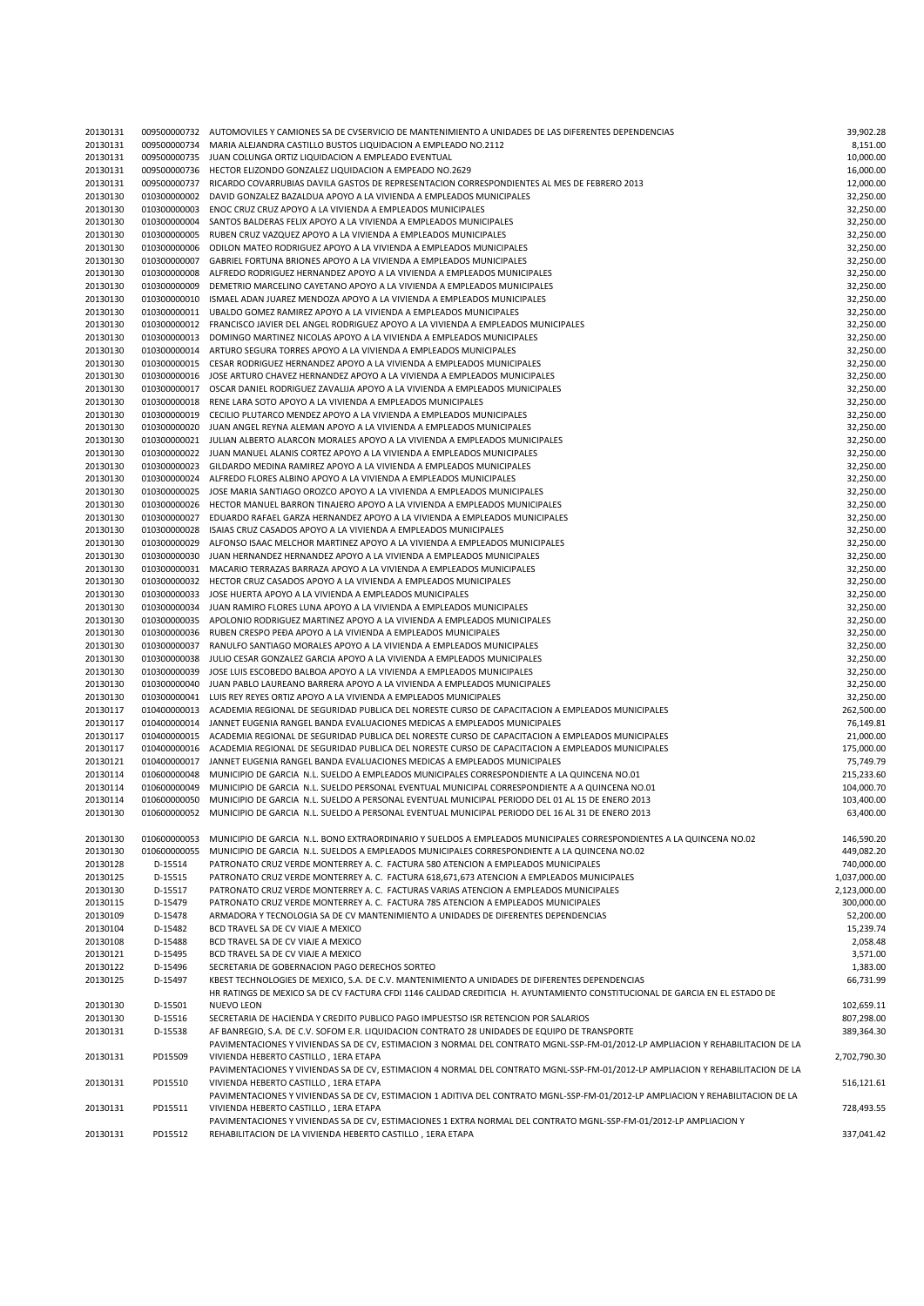| | | | |
|---|---|---|---|
| 20130131 | 009500000732 | AUTOMOVILES Y CAMIONES SA DE CVSERVICIO DE MANTENIMIENTO A UNIDADES DE LAS DIFERENTES DEPENDENCIAS | 39,902.28 |
| 20130131 | 009500000734 | MARIA ALEJANDRA CASTILLO BUSTOS LIQUIDACION A EMPLEADO NO.2112 | 8,151.00 |
| 20130131 | 009500000735 | JUAN COLUNGA ORTIZ LIQUIDACION A EMPLEADO EVENTUAL | 10,000.00 |
| 20130131 | 009500000736 | HECTOR ELIZONDO GONZALEZ LIQUIDACION A EMPEADO NO.2629 | 16,000.00 |
| 20130131 | 009500000737 | RICARDO COVARRUBIAS DAVILA GASTOS DE REPRESENTACION CORRESPONDIENTES AL MES DE FEBRERO 2013 | 12,000.00 |
| 20130130 | 010300000002 | DAVID GONZALEZ BAZALDUA APOYO A LA VIVIENDA A EMPLEADOS MUNICIPALES | 32,250.00 |
| 20130130 | 010300000003 | ENOC CRUZ CRUZ APOYO A LA VIVIENDA A EMPLEADOS MUNICIPALES | 32,250.00 |
| 20130130 | 010300000004 | SANTOS BALDERAS FELIX APOYO A LA VIVIENDA A EMPLEADOS MUNICIPALES | 32,250.00 |
| 20130130 | 010300000005 | RUBEN CRUZ VAZQUEZ APOYO A LA VIVIENDA A EMPLEADOS MUNICIPALES | 32,250.00 |
| 20130130 | 010300000006 | ODILON MATEO RODRIGUEZ APOYO A LA VIVIENDA A EMPLEADOS MUNICIPALES | 32,250.00 |
| 20130130 | 010300000007 | GABRIEL FORTUNA BRIONES APOYO A LA VIVIENDA A EMPLEADOS MUNICIPALES | 32,250.00 |
| 20130130 | 010300000008 | ALFREDO RODRIGUEZ HERNANDEZ APOYO A LA VIVIENDA A EMPLEADOS MUNICIPALES | 32,250.00 |
| 20130130 | 010300000009 | DEMETRIO MARCELINO CAYETANO APOYO A LA VIVIENDA A EMPLEADOS MUNICIPALES | 32,250.00 |
| 20130130 | 010300000010 | ISMAEL ADAN JUAREZ MENDOZA APOYO A LA VIVIENDA A EMPLEADOS MUNICIPALES | 32,250.00 |
| 20130130 | 010300000011 | UBALDO GOMEZ RAMIREZ APOYO A LA VIVIENDA A EMPLEADOS MUNICIPALES | 32,250.00 |
| 20130130 | 010300000012 | FRANCISCO JAVIER DEL ANGEL RODRIGUEZ APOYO A LA VIVIENDA A EMPLEADOS MUNICIPALES | 32,250.00 |
| 20130130 | 010300000013 | DOMINGO MARTINEZ NICOLAS APOYO A LA VIVIENDA A EMPLEADOS MUNICIPALES | 32,250.00 |
| 20130130 | 010300000014 | ARTURO SEGURA TORRES APOYO A LA VIVIENDA A EMPLEADOS MUNICIPALES | 32,250.00 |
| 20130130 | 010300000015 | CESAR RODRIGUEZ HERNANDEZ APOYO A LA VIVIENDA A EMPLEADOS MUNICIPALES | 32,250.00 |
| 20130130 | 010300000016 | JOSE ARTURO CHAVEZ HERNANDEZ APOYO A LA VIVIENDA A EMPLEADOS MUNICIPALES | 32,250.00 |
| 20130130 | 010300000017 | OSCAR DANIEL RODRIGUEZ ZAVALIJA APOYO A LA VIVIENDA A EMPLEADOS MUNICIPALES | 32,250.00 |
| 20130130 | 010300000018 | RENE LARA SOTO APOYO A LA VIVIENDA A EMPLEADOS MUNICIPALES | 32,250.00 |
| 20130130 | 010300000019 | CECILIO PLUTARCO MENDEZ APOYO A LA VIVIENDA A EMPLEADOS MUNICIPALES | 32,250.00 |
| 20130130 | 010300000020 | JUAN ANGEL REYNA ALEMAN APOYO A LA VIVIENDA A EMPLEADOS MUNICIPALES | 32,250.00 |
| 20130130 | 010300000021 | JULIAN ALBERTO ALARCON MORALES APOYO A LA VIVIENDA A EMPLEADOS MUNICIPALES | 32,250.00 |
| 20130130 | 010300000022 | JUAN MANUEL ALANIS CORTEZ APOYO A LA VIVIENDA A EMPLEADOS MUNICIPALES | 32,250.00 |
| 20130130 | 010300000023 | GILDARDO MEDINA RAMIREZ APOYO A LA VIVIENDA A EMPLEADOS MUNICIPALES | 32,250.00 |
| 20130130 | 010300000024 | ALFREDO FLORES ALBINO APOYO A LA VIVIENDA A EMPLEADOS MUNICIPALES | 32,250.00 |
| 20130130 | 010300000025 | JOSE MARIA SANTIAGO OROZCO APOYO A LA VIVIENDA A EMPLEADOS MUNICIPALES | 32,250.00 |
| 20130130 | 010300000026 | HECTOR MANUEL BARRON TINAJERO APOYO A LA VIVIENDA A EMPLEADOS MUNICIPALES | 32,250.00 |
| 20130130 | 010300000027 | EDUARDO RAFAEL GARZA HERNANDEZ APOYO A LA VIVIENDA A EMPLEADOS MUNICIPALES | 32,250.00 |
| 20130130 | 010300000028 | ISAIAS CRUZ CASADOS APOYO A LA VIVIENDA A EMPLEADOS MUNICIPALES | 32,250.00 |
| 20130130 | 010300000029 | ALFONSO ISAAC MELCHOR MARTINEZ APOYO A LA VIVIENDA A EMPLEADOS MUNICIPALES | 32,250.00 |
| 20130130 | 010300000030 | JUAN HERNANDEZ HERNANDEZ APOYO A LA VIVIENDA A EMPLEADOS MUNICIPALES | 32,250.00 |
| 20130130 | 010300000031 | MACARIO TERRAZAS BARRAZA APOYO A LA VIVIENDA A EMPLEADOS MUNICIPALES | 32,250.00 |
| 20130130 | 010300000032 | HECTOR CRUZ CASADOS APOYO A LA VIVIENDA A EMPLEADOS MUNICIPALES | 32,250.00 |
| 20130130 | 010300000033 | JOSE HUERTA APOYO A LA VIVIENDA A EMPLEADOS MUNICIPALES | 32,250.00 |
| 20130130 | 010300000034 | JUAN RAMIRO FLORES LUNA APOYO A LA VIVIENDA A EMPLEADOS MUNICIPALES | 32,250.00 |
| 20130130 | 010300000035 | APOLONIO RODRIGUEZ MARTINEZ APOYO A LA VIVIENDA A EMPLEADOS MUNICIPALES | 32,250.00 |
| 20130130 | 010300000036 | RUBEN CRESPO PEÐA APOYO A LA VIVIENDA A EMPLEADOS MUNICIPALES | 32,250.00 |
| 20130130 | 010300000037 | RANULFO SANTIAGO MORALES APOYO A LA VIVIENDA A EMPLEADOS MUNICIPALES | 32,250.00 |
| 20130130 | 010300000038 | JULIO CESAR GONZALEZ GARCIA APOYO A LA VIVIENDA A EMPLEADOS MUNICIPALES | 32,250.00 |
| 20130130 | 010300000039 | JOSE LUIS ESCOBEDO BALBOA APOYO A LA VIVIENDA A EMPLEADOS MUNICIPALES | 32,250.00 |
| 20130130 | 010300000040 | JUAN PABLO LAUREANO BARRERA APOYO A LA VIVIENDA A EMPLEADOS MUNICIPALES | 32,250.00 |
| 20130130 | 010300000041 | LUIS REY REYES ORTIZ APOYO A LA VIVIENDA A EMPLEADOS MUNICIPALES | 32,250.00 |
| 20130117 | 010400000013 | ACADEMIA REGIONAL DE SEGURIDAD PUBLICA DEL NORESTE CURSO DE CAPACITACION A EMPLEADOS MUNICIPALES | 262,500.00 |
| 20130117 | 010400000014 | JANNET EUGENIA RANGEL BANDA EVALUACIONES MEDICAS A EMPLEADOS MUNICIPALES | 76,149.81 |
| 20130117 | 010400000015 | ACADEMIA REGIONAL DE SEGURIDAD PUBLICA DEL NORESTE CURSO DE CAPACITACION A EMPLEADOS MUNICIPALES | 21,000.00 |
| 20130117 | 010400000016 | ACADEMIA REGIONAL DE SEGURIDAD PUBLICA DEL NORESTE CURSO DE CAPACITACION A EMPLEADOS MUNICIPALES | 175,000.00 |
| 20130121 | 010400000017 | JANNET EUGENIA RANGEL BANDA EVALUACIONES MEDICAS A EMPLEADOS MUNICIPALES | 75,749.79 |
| 20130114 | 010600000048 | MUNICIPIO DE GARCIA N.L. SUELDO A EMPLEADOS MUNICIPALES CORRESPONDIENTE A LA QUINCENA NO.01 | 215,233.60 |
| 20130114 | 010600000049 | MUNICIPIO DE GARCIA N.L. SUELDO PERSONAL EVENTUAL MUNICIPAL CORRESPONDIENTE A A QUINCENA NO.01 | 104,000.70 |
| 20130114 | 010600000050 | MUNICIPIO DE GARCIA N.L. SUELDO A PERSONAL EVENTUAL MUNICIPAL PERIODO DEL 01 AL 15 DE ENERO 2013 | 103,400.00 |
| 20130130 | 010600000052 | MUNICIPIO DE GARCIA N.L. SUELDO A PERSONAL EVENTUAL MUNICIPAL PERIODO DEL 16 AL 31 DE ENERO 2013 | 63,400.00 |
| 20130130 | 010600000053 | MUNICIPIO DE GARCIA N.L. BONO EXTRAORDINARIO Y SUELDOS A EMPLEADOS MUNICIPALES CORRESPONDIENTES A LA QUINCENA NO.02 | 146,590.20 |
| 20130130 | 010600000055 | MUNICIPIO DE GARCIA N.L. SUELDOS A EMPLEADOS MUNICIPALES CORRESPONDIENTE A LA QUINCENA NO.02 | 449,082.20 |
| 20130128 | D-15514 | PATRONATO CRUZ VERDE MONTERREY A. C. FACTURA 580 ATENCION A EMPLEADOS MUNICIPALES | 740,000.00 |
| 20130125 | D-15515 | PATRONATO CRUZ VERDE MONTERREY A. C. FACTURA 618,671,673 ATENCION A EMPLEADOS MUNICIPALES | 1,037,000.00 |
| 20130130 | D-15517 | PATRONATO CRUZ VERDE MONTERREY A. C. FACTURAS VARIAS ATENCION A EMPLEADOS MUNICIPALES | 2,123,000.00 |
| 20130115 | D-15479 | PATRONATO CRUZ VERDE MONTERREY A. C. FACTURA 785 ATENCION A EMPLEADOS MUNICIPALES | 300,000.00 |
| 20130109 | D-15478 | ARMADORA Y TECNOLOGIA SA DE CV MANTENIMIENTO A UNIDADES DE DIFERENTES DEPENDENCIAS | 52,200.00 |
| 20130104 | D-15482 | BCD TRAVEL SA DE CV VIAJE A MEXICO | 15,239.74 |
| 20130108 | D-15488 | BCD TRAVEL SA DE CV VIAJE A MEXICO | 2,058.48 |
| 20130121 | D-15495 | BCD TRAVEL SA DE CV VIAJE A MEXICO | 3,571.00 |
| 20130122 | D-15496 | SECRETARIA DE GOBERNACION PAGO DERECHOS SORTEO | 1,383.00 |
| 20130125 | D-15497 | KBEST TECHNOLOGIES DE MEXICO, S.A. DE C.V. MANTENIMIENTO A UNIDADES DE DIFERENTES DEPENDENCIAS | 66,731.99 |
| 20130130 | D-15501 | HR RATINGS DE MEXICO SA DE CV FACTURA CFDI 1146 CALIDAD CREDITICIA H. AYUNTAMIENTO CONSTITUCIONAL DE GARCIA EN EL ESTADO DE NUEVO LEON | 102,659.11 |
| 20130130 | D-15516 | SECRETARIA DE HACIENDA Y CREDITO PUBLICO PAGO IMPUESTSO ISR RETENCION POR SALARIOS | 807,298.00 |
| 20130131 | D-15538 | AF BANREGIO, S.A. DE C.V. SOFOM E.R. LIQUIDACION CONTRATO 28 UNIDADES DE EQUIPO DE TRANSPORTE | 389,364.30 |
| 20130131 | PD15509 | PAVIMENTACIONES Y VIVIENDAS SA DE CV, ESTIMACION 3 NORMAL DEL CONTRATO MGNL-SSP-FM-01/2012-LP AMPLIACION Y REHABILITACION DE LA VIVIENDA HEBERTO CASTILLO , 1ERA ETAPA | 2,702,790.30 |
| 20130131 | PD15510 | PAVIMENTACIONES Y VIVIENDAS SA DE CV, ESTIMACION 4 NORMAL DEL CONTRATO MGNL-SSP-FM-01/2012-LP AMPLIACION Y REHABILITACION DE LA VIVIENDA HEBERTO CASTILLO , 1ERA ETAPA | 516,121.61 |
| 20130131 | PD15511 | PAVIMENTACIONES Y VIVIENDAS SA DE CV, ESTIMACION 1 ADITIVA DEL CONTRATO MGNL-SSP-FM-01/2012-LP AMPLIACION Y REHABILITACION DE LA VIVIENDA HEBERTO CASTILLO , 1ERA ETAPA | 728,493.55 |
| 20130131 | PD15512 | PAVIMENTACIONES Y VIVIENDAS SA DE CV, ESTIMACIONES 1 EXTRA NORMAL DEL CONTRATO MGNL-SSP-FM-01/2012-LP AMPLIACION Y REHABILITACION DE LA VIVIENDA HEBERTO CASTILLO , 1ERA ETAPA | 337,041.42 |